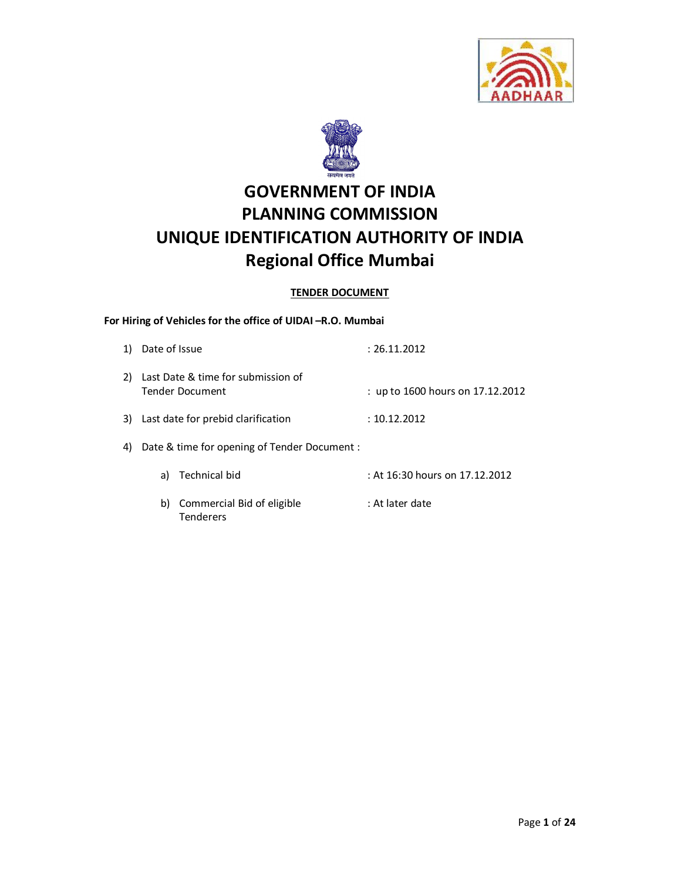# GOVERNMENT OF INDIA
# PLANNING COMMISSION
# UNIQUE IDENTIFICATION AUTHORITY OF INDIA
# Regional Office Mumbai

**TENDER DOCUMENT**

**For Hiring of Vehicles for the office of UIDAI –R.O. Mumbai**

1) Date of Issue : 26.11.2012

2) Last Date & time for submission of Tender Document : up to 1600 hours on 17.12.2012

3) Last date for prebid clarification : 10.12.2012

4) Date & time for opening of Tender Document :

   a) Technical bid : At 16:30 hours on 17.12.2012

   b) Commercial Bid of eligible Tenderers : At later date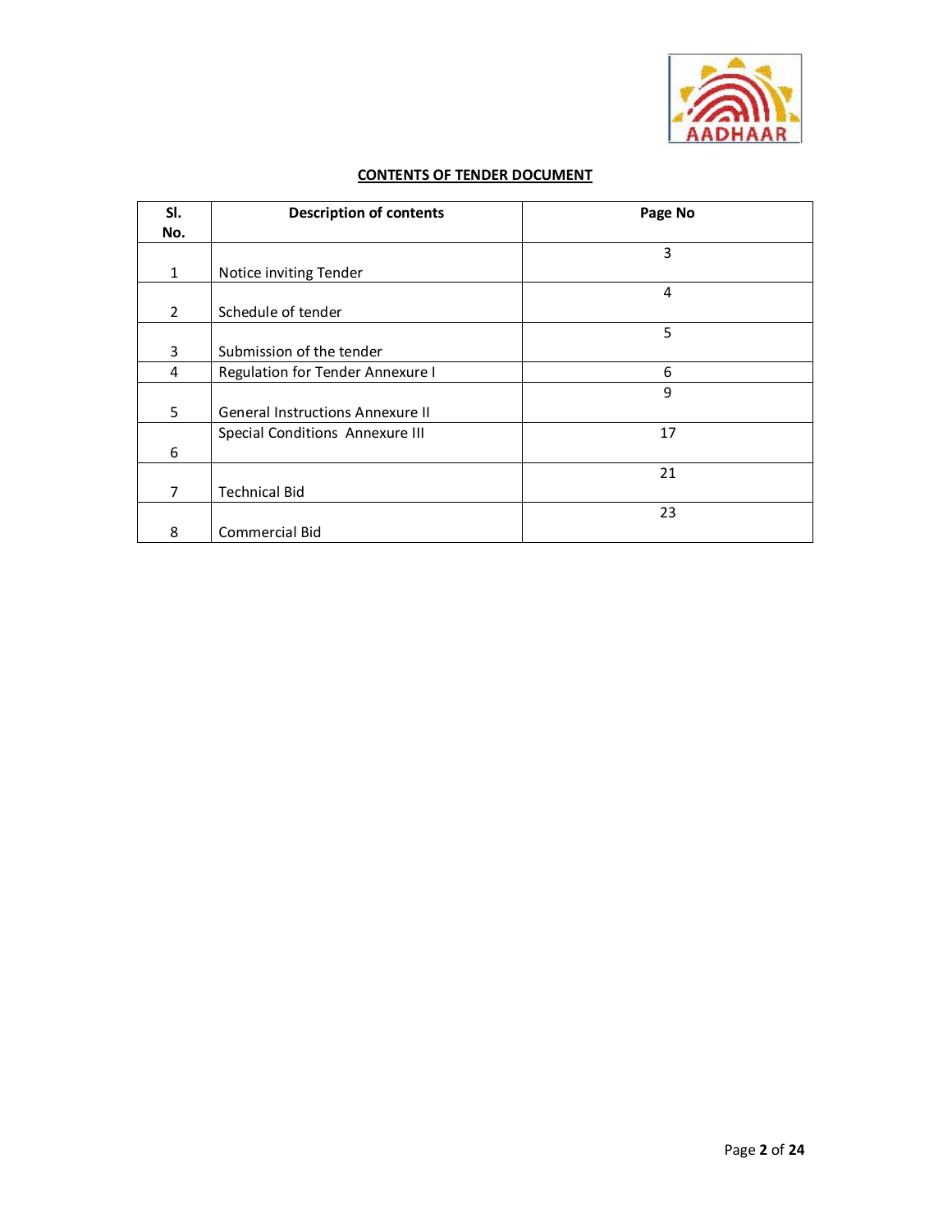## CONTENTS OF TENDER DOCUMENT

| Sl. No. | Description of contents | Page No |
|---|---|---|
| 1 | Notice inviting Tender | 3 |
| 2 | Schedule of tender | 4 |
| 3 | Submission of the tender | 5 |
| 4 | Regulation for Tender Annexure I | 6 |
| 5 | General Instructions Annexure II | 9 |
| 6 | Special Conditions Annexure III | 17 |
| 7 | Technical Bid | 21 |
| 8 | Commercial Bid | 23 |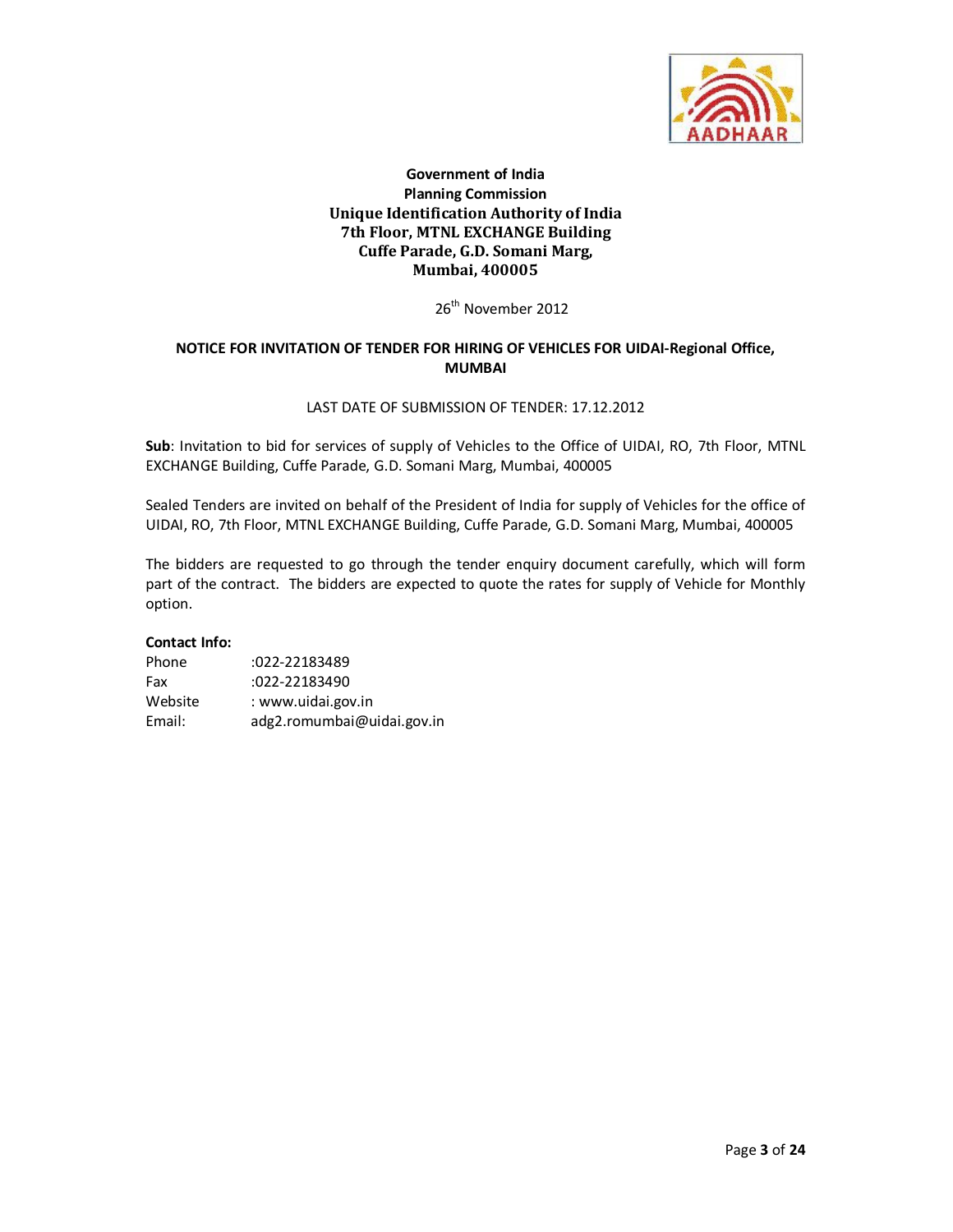**Government of India**
**Planning Commission**
**Unique Identification Authority of India**
**7th Floor, MTNL EXCHANGE Building**
**Cuffe Parade, G.D. Somani Marg,**
**Mumbai, 400005**

26th November 2012

**NOTICE FOR INVITATION OF TENDER FOR HIRING OF VEHICLES FOR UIDAI-Regional Office, MUMBAI**

LAST DATE OF SUBMISSION OF TENDER: 17.12.2012

**Sub**: Invitation to bid for services of supply of Vehicles to the Office of UIDAI, RO, 7th Floor, MTNL EXCHANGE Building, Cuffe Parade, G.D. Somani Marg, Mumbai, 400005

Sealed Tenders are invited on behalf of the President of India for supply of Vehicles for the office of UIDAI, RO, 7th Floor, MTNL EXCHANGE Building, Cuffe Parade, G.D. Somani Marg, Mumbai, 400005

The bidders are requested to go through the tender enquiry document carefully, which will form part of the contract. The bidders are expected to quote the rates for supply of Vehicle for Monthly option.

**Contact Info:**

Phone :022-22183489
Fax :022-22183490
Website : www.uidai.gov.in
Email: adg2.romumbai@uidai.gov.in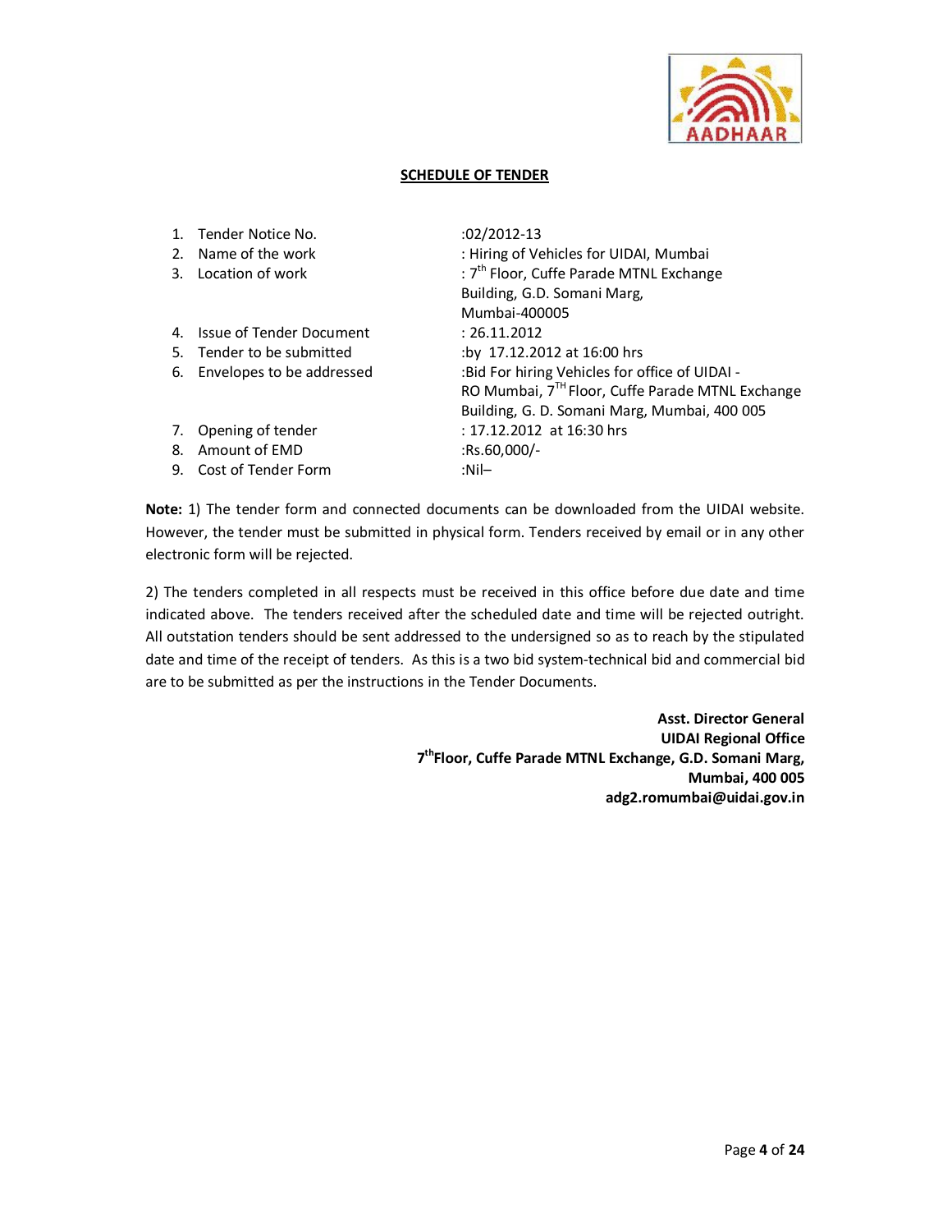## SCHEDULE OF TENDER

| | | |
|---|---|---|
| 1. | Tender Notice No. | :02/2012-13 |
| 2. | Name of the work | : Hiring of Vehicles for UIDAI, Mumbai |
| 3. | Location of work | : 7th Floor, Cuffe Parade MTNL Exchange Building, G.D. Somani Marg, Mumbai-400005 |
| 4. | Issue of Tender Document | : 26.11.2012 |
| 5. | Tender to be submitted | :by 17.12.2012 at 16:00 hrs |
| 6. | Envelopes to be addressed | :Bid For hiring Vehicles for office of UIDAI - RO Mumbai, 7TH Floor, Cuffe Parade MTNL Exchange Building, G. D. Somani Marg, Mumbai, 400 005 |
| 7. | Opening of tender | : 17.12.2012 at 16:30 hrs |
| 8. | Amount of EMD | :Rs.60,000/- |
| 9. | Cost of Tender Form | :Nil– |

**Note:** 1) The tender form and connected documents can be downloaded from the UIDAI website. However, the tender must be submitted in physical form. Tenders received by email or in any other electronic form will be rejected.

2) The tenders completed in all respects must be received in this office before due date and time indicated above. The tenders received after the scheduled date and time will be rejected outright. All outstation tenders should be sent addressed to the undersigned so as to reach by the stipulated date and time of the receipt of tenders. As this is a two bid system-technical bid and commercial bid are to be submitted as per the instructions in the Tender Documents.

**Asst. Director General**
**UIDAI Regional Office**
**7th Floor, Cuffe Parade MTNL Exchange, G.D. Somani Marg,**
**Mumbai, 400 005**
**adg2.romumbai@uidai.gov.in**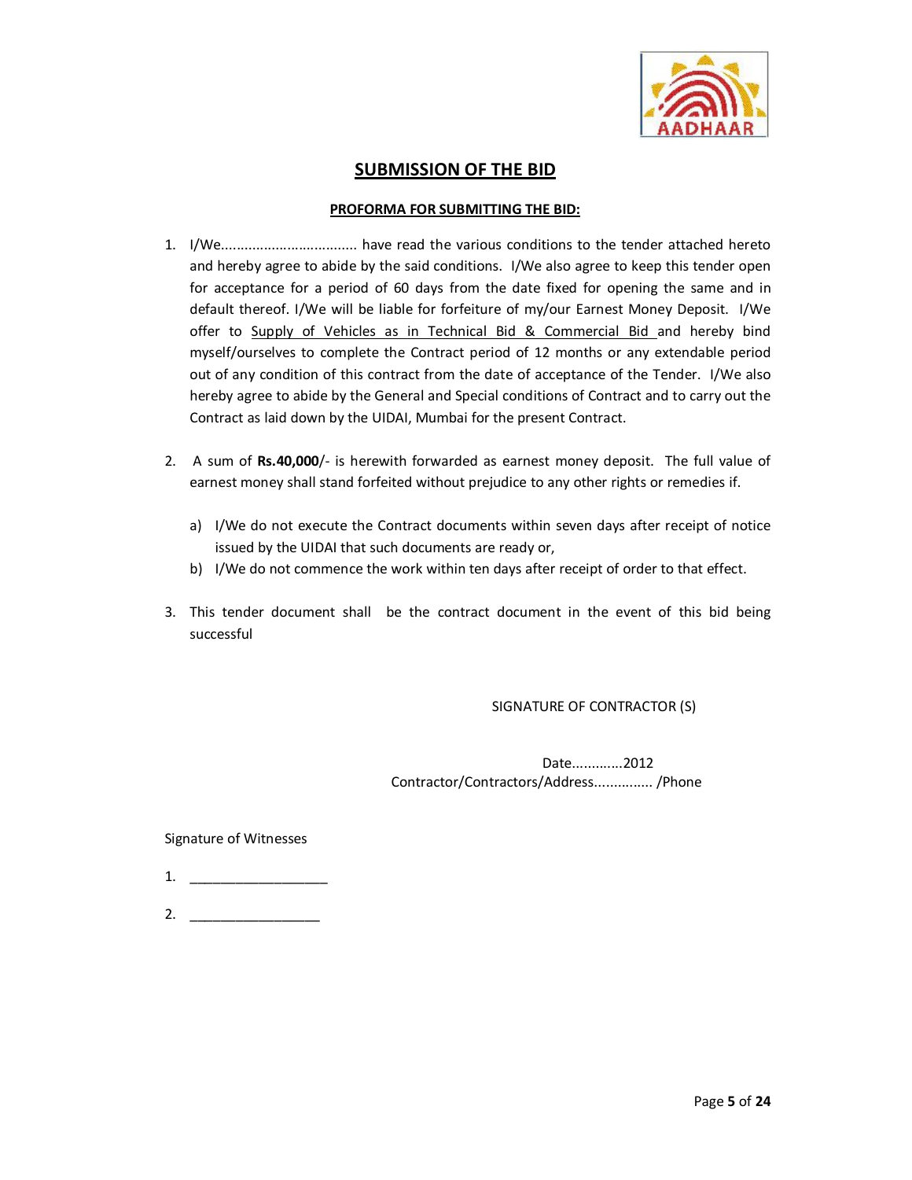# SUBMISSION OF THE BID

## PROFORMA FOR SUBMITTING THE BID:

1. I/We................................... have read the various conditions to the tender attached hereto and hereby agree to abide by the said conditions. I/We also agree to keep this tender open for acceptance for a period of 60 days from the date fixed for opening the same and in default thereof. I/We will be liable for forfeiture of my/our Earnest Money Deposit. I/We offer to Supply of Vehicles as in Technical Bid & Commercial Bid and hereby bind myself/ourselves to complete the Contract period of 12 months or any extendable period out of any condition of this contract from the date of acceptance of the Tender. I/We also hereby agree to abide by the General and Special conditions of Contract and to carry out the Contract as laid down by the UIDAI, Mumbai for the present Contract.

2. A sum of **Rs.40,000**/- is herewith forwarded as earnest money deposit. The full value of earnest money shall stand forfeited without prejudice to any other rights or remedies if.

   a) I/We do not execute the Contract documents within seven days after receipt of notice issued by the UIDAI that such documents are ready or,
   b) I/We do not commence the work within ten days after receipt of order to that effect.

3. This tender document shall be the contract document in the event of this bid being successful

SIGNATURE OF CONTRACTOR (S)

Date............2012

Contractor/Contractors/Address.............. /Phone

Signature of Witnesses

1. ___________________

2. __________________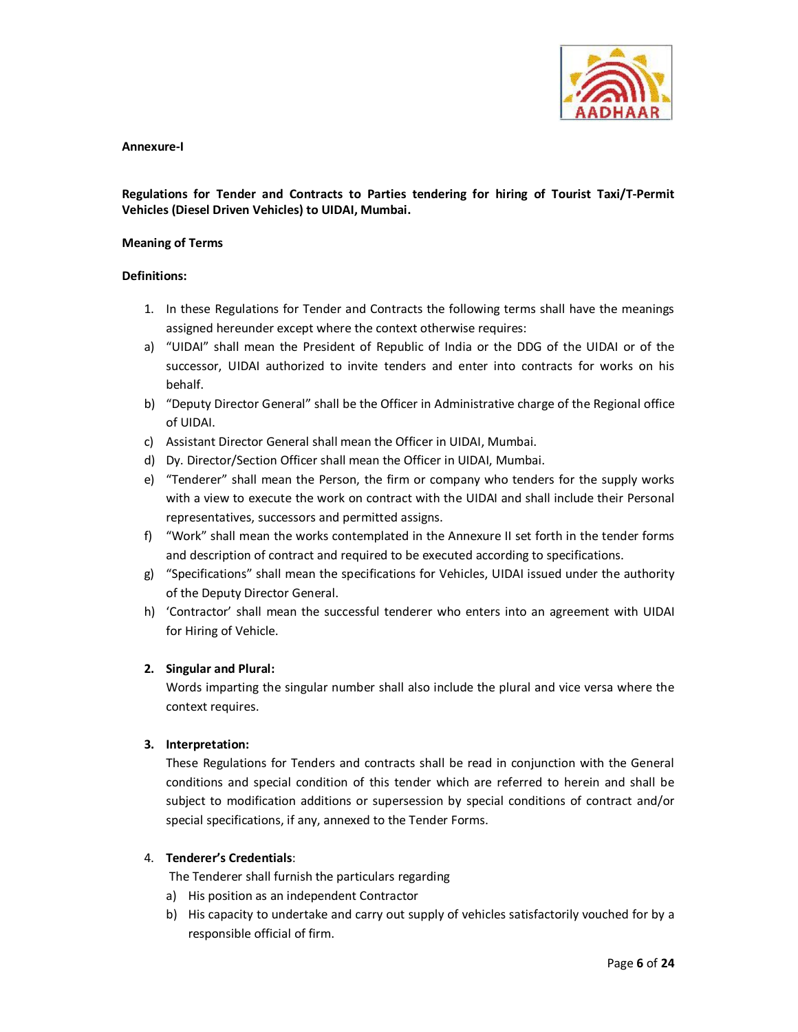**Annexure-I**

**Regulations for Tender and Contracts to Parties tendering for hiring of Tourist Taxi/T-Permit Vehicles (Diesel Driven Vehicles) to UIDAI, Mumbai.**

**Meaning of Terms**

**Definitions:**

1. In these Regulations for Tender and Contracts the following terms shall have the meanings assigned hereunder except where the context otherwise requires:

a) "UIDAI" shall mean the President of Republic of India or the DDG of the UIDAI or of the successor, UIDAI authorized to invite tenders and enter into contracts for works on his behalf.

b) "Deputy Director General" shall be the Officer in Administrative charge of the Regional office of UIDAI.

c) Assistant Director General shall mean the Officer in UIDAI, Mumbai.

d) Dy. Director/Section Officer shall mean the Officer in UIDAI, Mumbai.

e) "Tenderer" shall mean the Person, the firm or company who tenders for the supply works with a view to execute the work on contract with the UIDAI and shall include their Personal representatives, successors and permitted assigns.

f) "Work" shall mean the works contemplated in the Annexure II set forth in the tender forms and description of contract and required to be executed according to specifications.

g) "Specifications" shall mean the specifications for Vehicles, UIDAI issued under the authority of the Deputy Director General.

h) 'Contractor' shall mean the successful tenderer who enters into an agreement with UIDAI for Hiring of Vehicle.

2. **Singular and Plural:**
   Words imparting the singular number shall also include the plural and vice versa where the context requires.

3. **Interpretation:**
   These Regulations for Tenders and contracts shall be read in conjunction with the General conditions and special condition of this tender which are referred to herein and shall be subject to modification additions or supersession by special conditions of contract and/or special specifications, if any, annexed to the Tender Forms.

4. **Tenderer's Credentials**:
   The Tenderer shall furnish the particulars regarding
   a) His position as an independent Contractor
   b) His capacity to undertake and carry out supply of vehicles satisfactorily vouched for by a responsible official of firm.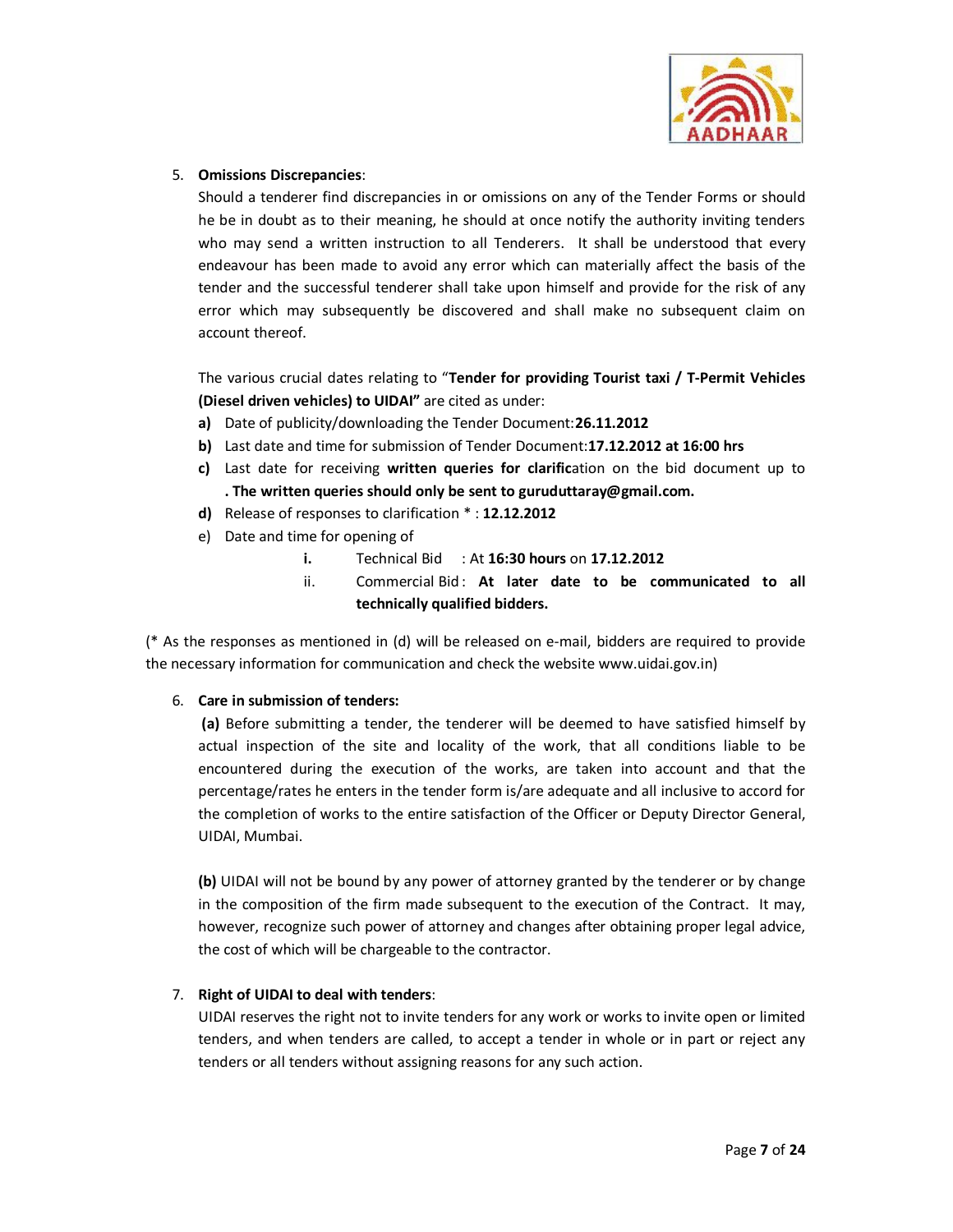5. **Omissions Discrepancies**:

   Should a tenderer find discrepancies in or omissions on any of the Tender Forms or should he be in doubt as to their meaning, he should at once notify the authority inviting tenders who may send a written instruction to all Tenderers. It shall be understood that every endeavour has been made to avoid any error which can materially affect the basis of the tender and the successful tenderer shall take upon himself and provide for the risk of any error which may subsequently be discovered and shall make no subsequent claim on account thereof.

   The various crucial dates relating to "**Tender for providing Tourist taxi / T-Permit Vehicles (Diesel driven vehicles) to UIDAI"** are cited as under:

   **a)** Date of publicity/downloading the Tender Document:**26.11.2012**

   **b)** Last date and time for submission of Tender Document:**17.12.2012 at 16:00 hrs**

   **c)** Last date for receiving **written queries for clarific**ation on the bid document up to **. The written queries should only be sent to guruduttaray@gmail.com.**

   **d)** Release of responses to clarification * : **12.12.2012**

   e) Date and time for opening of

      **i.** Technical Bid : At **16:30 hours** on **17.12.2012**

      ii. Commercial Bid : **At later date to be communicated to all technically qualified bidders.**

(* As the responses as mentioned in (d) will be released on e-mail, bidders are required to provide the necessary information for communication and check the website www.uidai.gov.in)

6. **Care in submission of tenders:**

   **(a)** Before submitting a tender, the tenderer will be deemed to have satisfied himself by actual inspection of the site and locality of the work, that all conditions liable to be encountered during the execution of the works, are taken into account and that the percentage/rates he enters in the tender form is/are adequate and all inclusive to accord for the completion of works to the entire satisfaction of the Officer or Deputy Director General, UIDAI, Mumbai.

   **(b)** UIDAI will not be bound by any power of attorney granted by the tenderer or by change in the composition of the firm made subsequent to the execution of the Contract. It may, however, recognize such power of attorney and changes after obtaining proper legal advice, the cost of which will be chargeable to the contractor.

7. **Right of UIDAI to deal with tenders**:

   UIDAI reserves the right not to invite tenders for any work or works to invite open or limited tenders, and when tenders are called, to accept a tender in whole or in part or reject any tenders or all tenders without assigning reasons for any such action.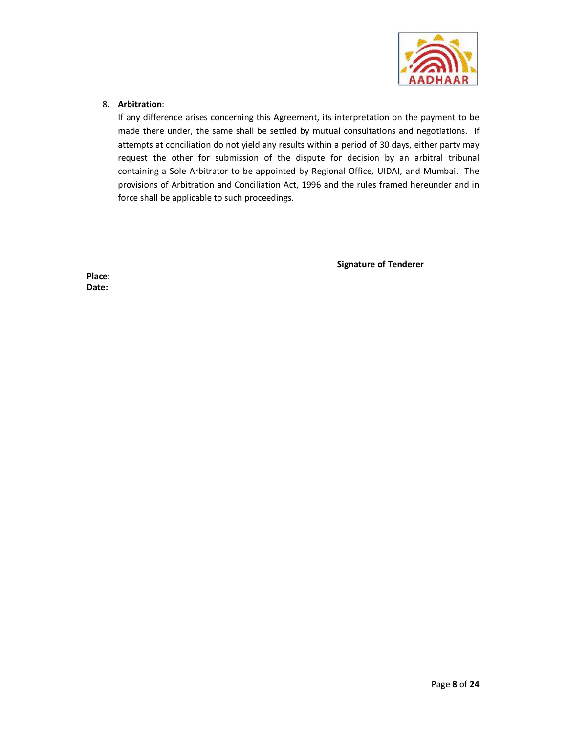8. **Arbitration**:

   If any difference arises concerning this Agreement, its interpretation on the payment to be made there under, the same shall be settled by mutual consultations and negotiations. If attempts at conciliation do not yield any results within a period of 30 days, either party may request the other for submission of the dispute for decision by an arbitral tribunal containing a Sole Arbitrator to be appointed by Regional Office, UIDAI, and Mumbai. The provisions of Arbitration and Conciliation Act, 1996 and the rules framed hereunder and in force shall be applicable to such proceedings.

**Signature of Tenderer**

**Place:**
**Date:**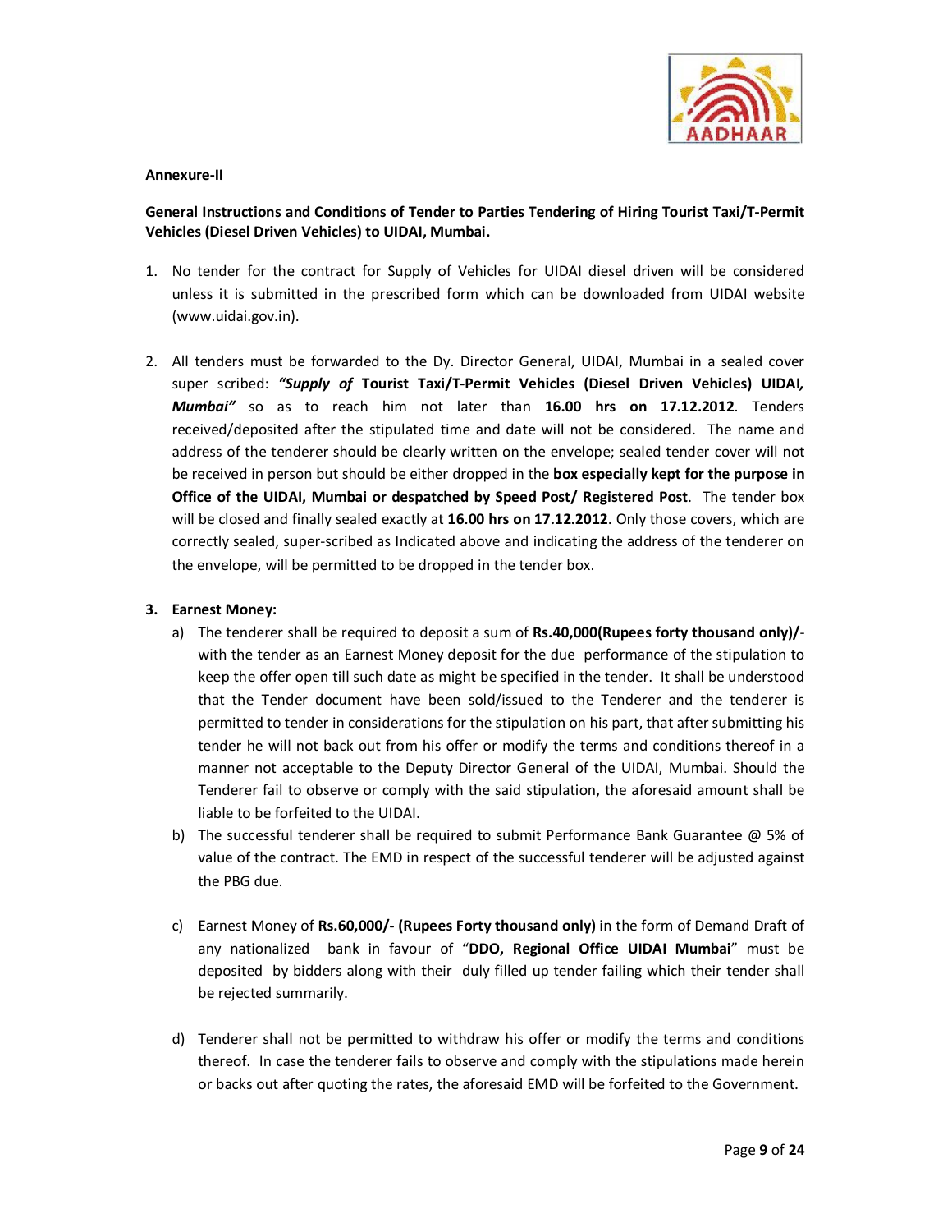**Annexure-II**

**General Instructions and Conditions of Tender to Parties Tendering of Hiring Tourist Taxi/T-Permit Vehicles (Diesel Driven Vehicles) to UIDAI, Mumbai.**

1. No tender for the contract for Supply of Vehicles for UIDAI diesel driven will be considered unless it is submitted in the prescribed form which can be downloaded from UIDAI website (www.uidai.gov.in).

2. All tenders must be forwarded to the Dy. Director General, UIDAI, Mumbai in a sealed cover super scribed: ***"Supply of*** **Tourist Taxi/T-Permit Vehicles (Diesel Driven Vehicles) UIDAI*****, Mumbai"*** so as to reach him not later than **16.00 hrs on 17.12.2012**. Tenders received/deposited after the stipulated time and date will not be considered. The name and address of the tenderer should be clearly written on the envelope; sealed tender cover will not be received in person but should be either dropped in the **box especially kept for the purpose in Office of the UIDAI, Mumbai or despatched by Speed Post/ Registered Post**. The tender box will be closed and finally sealed exactly at **16.00 hrs on 17.12.2012**. Only those covers, which are correctly sealed, super-scribed as Indicated above and indicating the address of the tenderer on the envelope, will be permitted to be dropped in the tender box.

3. **Earnest Money:**
   a) The tenderer shall be required to deposit a sum of **Rs.40,000(Rupees forty thousand only)/-** with the tender as an Earnest Money deposit for the due performance of the stipulation to keep the offer open till such date as might be specified in the tender. It shall be understood that the Tender document have been sold/issued to the Tenderer and the tenderer is permitted to tender in considerations for the stipulation on his part, that after submitting his tender he will not back out from his offer or modify the terms and conditions thereof in a manner not acceptable to the Deputy Director General of the UIDAI, Mumbai. Should the Tenderer fail to observe or comply with the said stipulation, the aforesaid amount shall be liable to be forfeited to the UIDAI.
   b) The successful tenderer shall be required to submit Performance Bank Guarantee @ 5% of value of the contract. The EMD in respect of the successful tenderer will be adjusted against the PBG due.

   c) Earnest Money of **Rs.60,000/- (Rupees Forty thousand only)** in the form of Demand Draft of any nationalized bank in favour of "**DDO, Regional Office UIDAI Mumbai**" must be deposited by bidders along with their duly filled up tender failing which their tender shall be rejected summarily.

   d) Tenderer shall not be permitted to withdraw his offer or modify the terms and conditions thereof. In case the tenderer fails to observe and comply with the stipulations made herein or backs out after quoting the rates, the aforesaid EMD will be forfeited to the Government.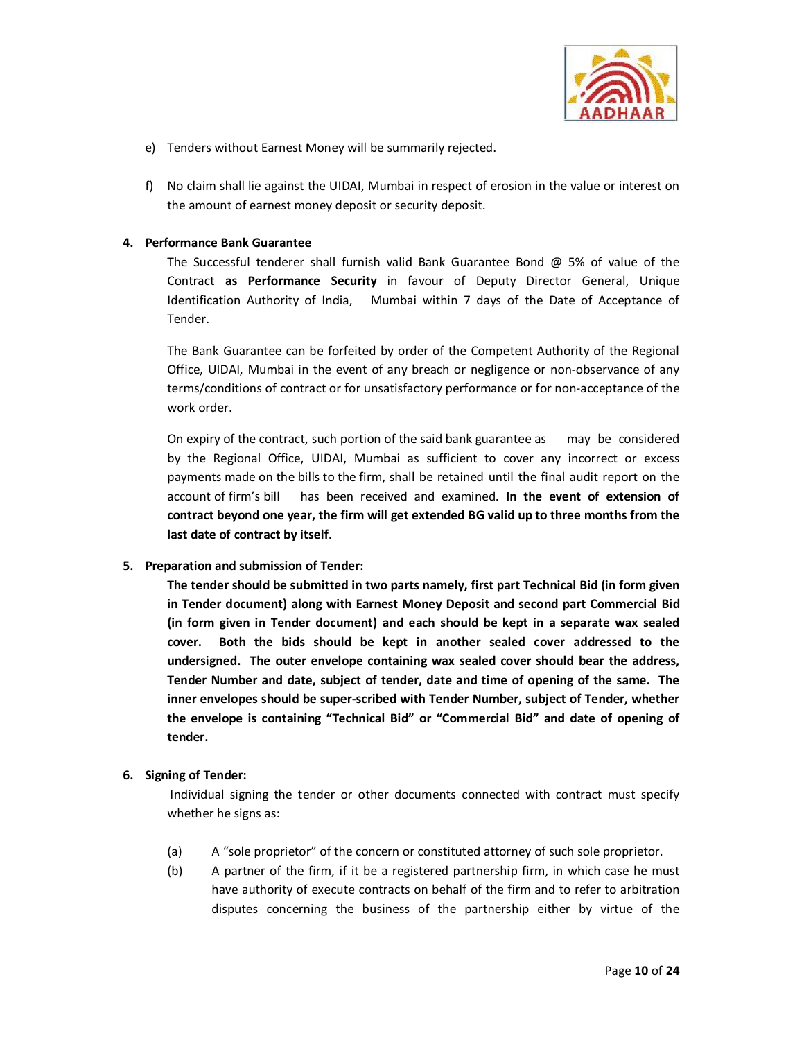e) Tenders without Earnest Money will be summarily rejected.

f) No claim shall lie against the UIDAI, Mumbai in respect of erosion in the value or interest on the amount of earnest money deposit or security deposit.

**4. Performance Bank Guarantee**

The Successful tenderer shall furnish valid Bank Guarantee Bond @ 5% of value of the Contract **as Performance Security** in favour of Deputy Director General, Unique Identification Authority of India, Mumbai within 7 days of the Date of Acceptance of Tender.

The Bank Guarantee can be forfeited by order of the Competent Authority of the Regional Office, UIDAI, Mumbai in the event of any breach or negligence or non-observance of any terms/conditions of contract or for unsatisfactory performance or for non-acceptance of the work order.

On expiry of the contract, such portion of the said bank guarantee as may be considered by the Regional Office, UIDAI, Mumbai as sufficient to cover any incorrect or excess payments made on the bills to the firm, shall be retained until the final audit report on the account of firm's bill has been received and examined. **In the event of extension of contract beyond one year, the firm will get extended BG valid up to three months from the last date of contract by itself.**

**5. Preparation and submission of Tender:**

**The tender should be submitted in two parts namely, first part Technical Bid (in form given in Tender document) along with Earnest Money Deposit and second part Commercial Bid (in form given in Tender document) and each should be kept in a separate wax sealed cover. Both the bids should be kept in another sealed cover addressed to the undersigned. The outer envelope containing wax sealed cover should bear the address, Tender Number and date, subject of tender, date and time of opening of the same. The inner envelopes should be super-scribed with Tender Number, subject of Tender, whether the envelope is containing "Technical Bid" or "Commercial Bid" and date of opening of tender.**

**6. Signing of Tender:**

Individual signing the tender or other documents connected with contract must specify whether he signs as:

(a) A "sole proprietor" of the concern or constituted attorney of such sole proprietor.

(b) A partner of the firm, if it be a registered partnership firm, in which case he must have authority of execute contracts on behalf of the firm and to refer to arbitration disputes concerning the business of the partnership either by virtue of the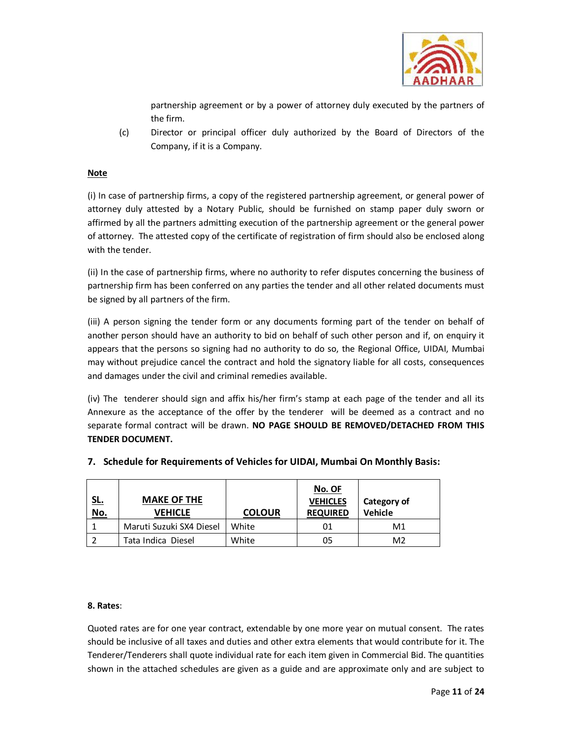partnership agreement or by a power of attorney duly executed by the partners of the firm.

(c) Director or principal officer duly authorized by the Board of Directors of the Company, if it is a Company.

**Note**

(i) In case of partnership firms, a copy of the registered partnership agreement, or general power of attorney duly attested by a Notary Public, should be furnished on stamp paper duly sworn or affirmed by all the partners admitting execution of the partnership agreement or the general power of attorney. The attested copy of the certificate of registration of firm should also be enclosed along with the tender.

(ii) In the case of partnership firms, where no authority to refer disputes concerning the business of partnership firm has been conferred on any parties the tender and all other related documents must be signed by all partners of the firm.

(iii) A person signing the tender form or any documents forming part of the tender on behalf of another person should have an authority to bid on behalf of such other person and if, on enquiry it appears that the persons so signing had no authority to do so, the Regional Office, UIDAI, Mumbai may without prejudice cancel the contract and hold the signatory liable for all costs, consequences and damages under the civil and criminal remedies available.

(iv) The tenderer should sign and affix his/her firm's stamp at each page of the tender and all its Annexure as the acceptance of the offer by the tenderer will be deemed as a contract and no separate formal contract will be drawn. **NO PAGE SHOULD BE REMOVED/DETACHED FROM THIS TENDER DOCUMENT.**

## 7. Schedule for Requirements of Vehicles for UIDAI, Mumbai On Monthly Basis:

| SL. No. | MAKE OF THE VEHICLE | COLOUR | No. OF VEHICLES REQUIRED | Category of Vehicle |
|---|---|---|---|---|
| 1 | Maruti Suzuki SX4 Diesel | White | 01 | M1 |
| 2 | Tata Indica Diesel | White | 05 | M2 |

**8. Rates**:

Quoted rates are for one year contract, extendable by one more year on mutual consent. The rates should be inclusive of all taxes and duties and other extra elements that would contribute for it. The Tenderer/Tenderers shall quote individual rate for each item given in Commercial Bid. The quantities shown in the attached schedules are given as a guide and are approximate only and are subject to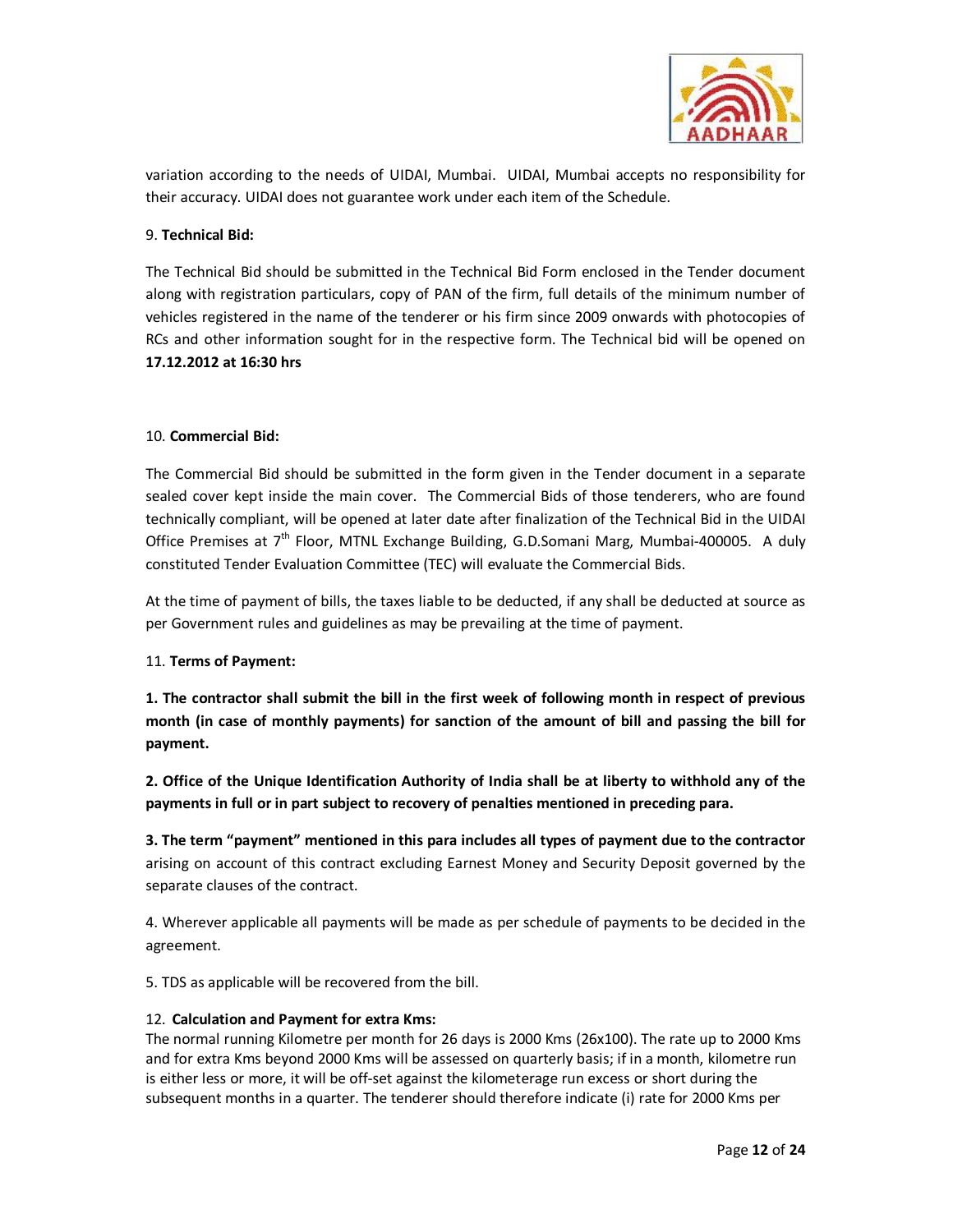variation according to the needs of UIDAI, Mumbai. UIDAI, Mumbai accepts no responsibility for their accuracy. UIDAI does not guarantee work under each item of the Schedule.

9. **Technical Bid:**

The Technical Bid should be submitted in the Technical Bid Form enclosed in the Tender document along with registration particulars, copy of PAN of the firm, full details of the minimum number of vehicles registered in the name of the tenderer or his firm since 2009 onwards with photocopies of RCs and other information sought for in the respective form. The Technical bid will be opened on **17.12.2012 at 16:30 hrs**

10. **Commercial Bid:**

The Commercial Bid should be submitted in the form given in the Tender document in a separate sealed cover kept inside the main cover. The Commercial Bids of those tenderers, who are found technically compliant, will be opened at later date after finalization of the Technical Bid in the UIDAI Office Premises at 7th Floor, MTNL Exchange Building, G.D.Somani Marg, Mumbai-400005. A duly constituted Tender Evaluation Committee (TEC) will evaluate the Commercial Bids.

At the time of payment of bills, the taxes liable to be deducted, if any shall be deducted at source as per Government rules and guidelines as may be prevailing at the time of payment.

11. **Terms of Payment:**

**1. The contractor shall submit the bill in the first week of following month in respect of previous month (in case of monthly payments) for sanction of the amount of bill and passing the bill for payment.**

**2. Office of the Unique Identification Authority of India shall be at liberty to withhold any of the payments in full or in part subject to recovery of penalties mentioned in preceding para.**

**3. The term "payment" mentioned in this para includes all types of payment due to the contractor** arising on account of this contract excluding Earnest Money and Security Deposit governed by the separate clauses of the contract.

4. Wherever applicable all payments will be made as per schedule of payments to be decided in the agreement.

5. TDS as applicable will be recovered from the bill.

12. **Calculation and Payment for extra Kms:**
The normal running Kilometre per month for 26 days is 2000 Kms (26x100). The rate up to 2000 Kms and for extra Kms beyond 2000 Kms will be assessed on quarterly basis; if in a month, kilometre run is either less or more, it will be off-set against the kilometerage run excess or short during the subsequent months in a quarter. The tenderer should therefore indicate (i) rate for 2000 Kms per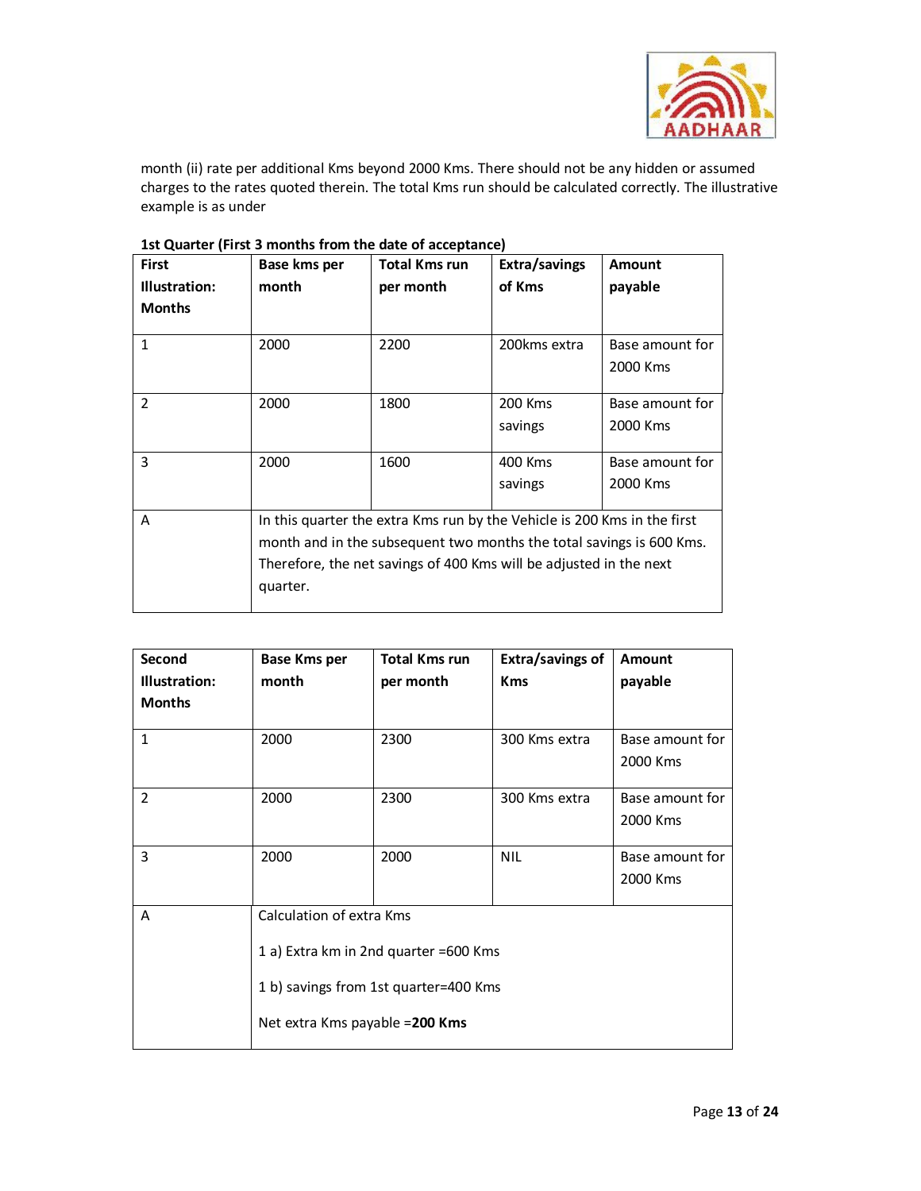month (ii) rate per additional Kms beyond 2000 Kms. There should not be any hidden or assumed charges to the rates quoted therein. The total Kms run should be calculated correctly. The illustrative example is as under

**1st Quarter (First 3 months from the date of acceptance)**

| First Illustration: Months | Base kms per month | Total Kms run per month | Extra/savings of Kms | Amount payable |
|---|---|---|---|---|
| 1 | 2000 | 2200 | 200kms extra | Base amount for 2000 Kms |
| 2 | 2000 | 1800 | 200 Kms savings | Base amount for 2000 Kms |
| 3 | 2000 | 1600 | 400 Kms savings | Base amount for 2000 Kms |
| A | In this quarter the extra Kms run by the Vehicle is 200 Kms in the first month and in the subsequent two months the total savings is 600 Kms. Therefore, the net savings of 400 Kms will be adjusted in the next quarter. | | | |

| Second Illustration: Months | Base Kms per month | Total Kms run per month | Extra/savings of Kms | Amount payable |
|---|---|---|---|---|
| 1 | 2000 | 2300 | 300 Kms extra | Base amount for 2000 Kms |
| 2 | 2000 | 2300 | 300 Kms extra | Base amount for 2000 Kms |
| 3 | 2000 | 2000 | NIL | Base amount for 2000 Kms |
| A | Calculation of extra Kms<br><br>1 a) Extra km in 2nd quarter =600 Kms<br><br>1 b) savings from 1st quarter=400 Kms<br><br>Net extra Kms payable =**200 Kms** | | | |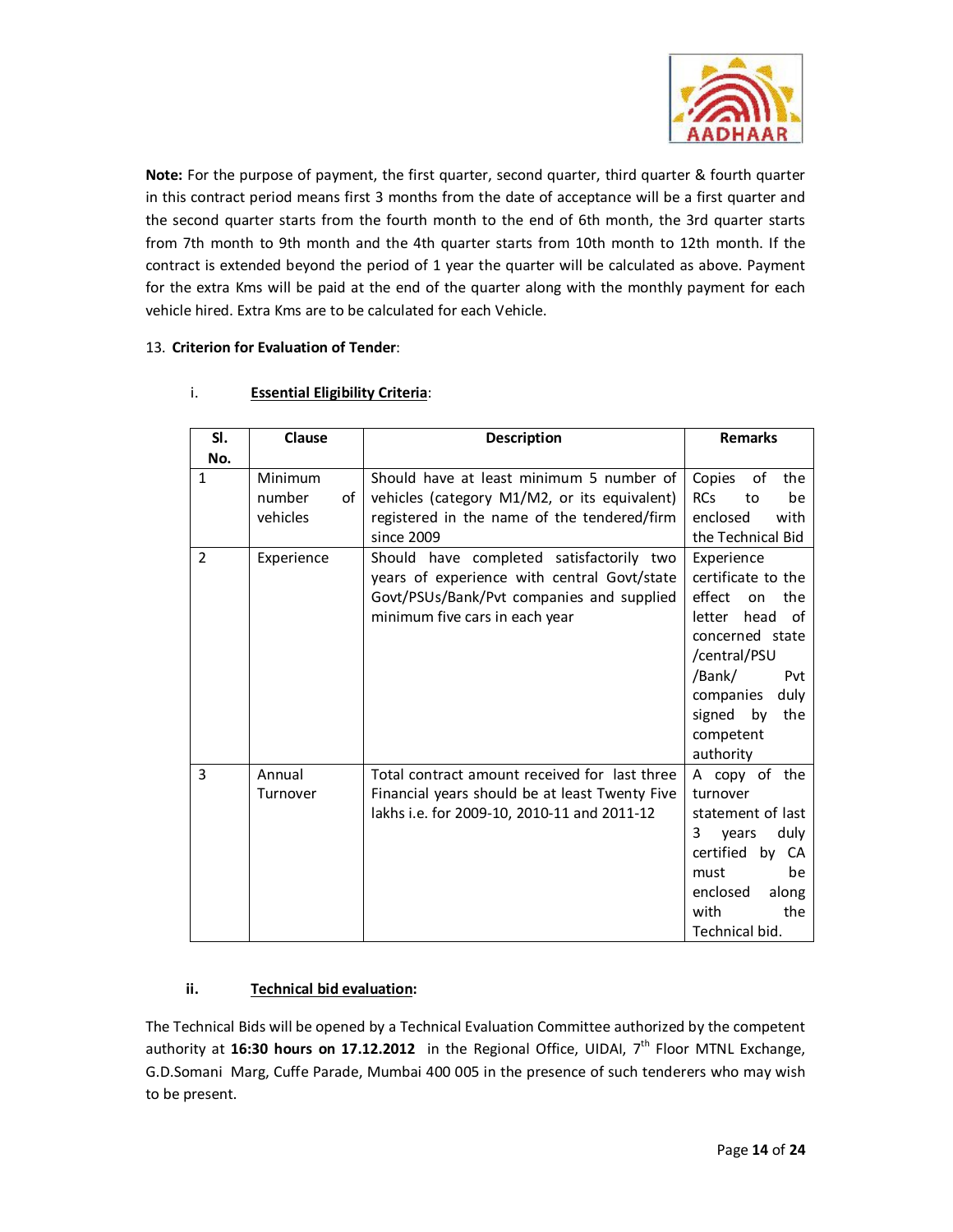**Note:** For the purpose of payment, the first quarter, second quarter, third quarter & fourth quarter in this contract period means first 3 months from the date of acceptance will be a first quarter and the second quarter starts from the fourth month to the end of 6th month, the 3rd quarter starts from 7th month to 9th month and the 4th quarter starts from 10th month to 12th month. If the contract is extended beyond the period of 1 year the quarter will be calculated as above. Payment for the extra Kms will be paid at the end of the quarter along with the monthly payment for each vehicle hired. Extra Kms are to be calculated for each Vehicle.

13. **Criterion for Evaluation of Tender**:

i. **Essential Eligibility Criteria**:

| Sl. No. | Clause | Description | Remarks |
|---|---|---|---|
| 1 | Minimum number of vehicles | Should have at least minimum 5 number of vehicles (category M1/M2, or its equivalent) registered in the name of the tendered/firm since 2009 | Copies of the RCs to be enclosed with the Technical Bid |
| 2 | Experience | Should have completed satisfactorily two years of experience with central Govt/state Govt/PSUs/Bank/Pvt companies and supplied minimum five cars in each year | Experience certificate to the effect on the letter head of concerned state /central/PSU /Bank/ Pvt companies duly signed by the competent authority |
| 3 | Annual Turnover | Total contract amount received for last three Financial years should be at least Twenty Five lakhs i.e. for 2009-10, 2010-11 and 2011-12 | A copy of the turnover statement of last 3 years duly certified by CA must be enclosed along with the Technical bid. |

**ii. Technical bid evaluation:**

The Technical Bids will be opened by a Technical Evaluation Committee authorized by the competent authority at **16:30 hours on 17.12.2012** in the Regional Office, UIDAI, 7th Floor MTNL Exchange, G.D.Somani Marg, Cuffe Parade, Mumbai 400 005 in the presence of such tenderers who may wish to be present.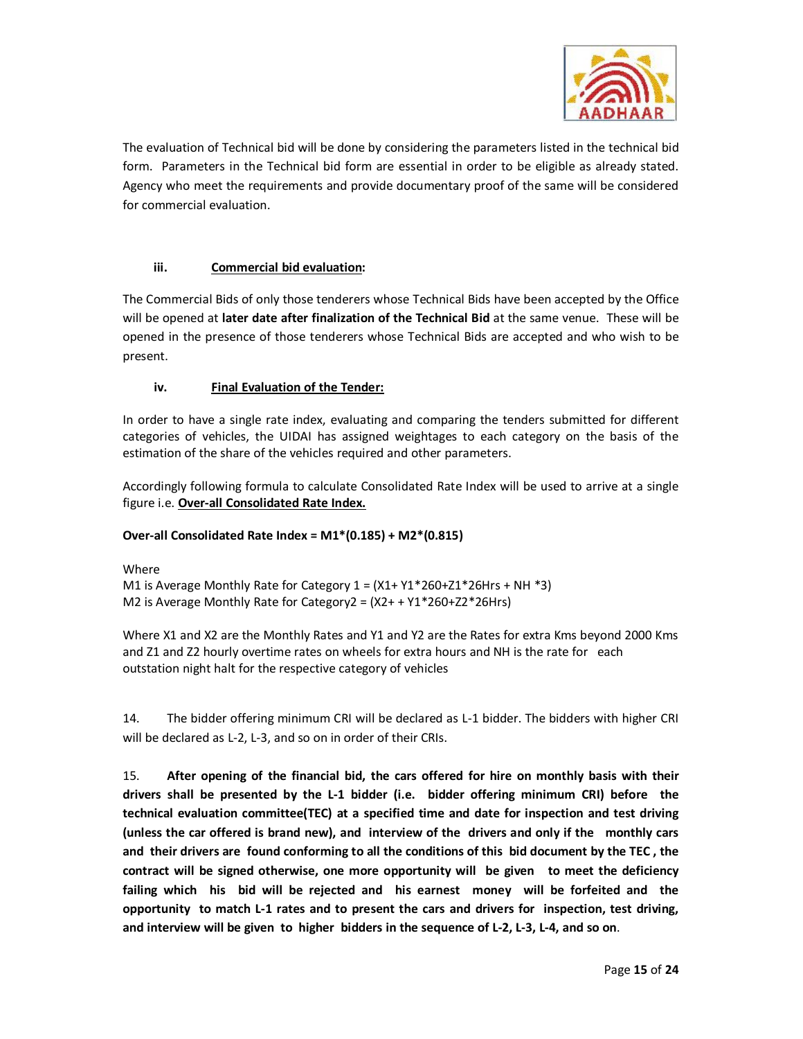The evaluation of Technical bid will be done by considering the parameters listed in the technical bid form. Parameters in the Technical bid form are essential in order to be eligible as already stated. Agency who meet the requirements and provide documentary proof of the same will be considered for commercial evaluation.

### iii. Commercial bid evaluation:

The Commercial Bids of only those tenderers whose Technical Bids have been accepted by the Office will be opened at **later date after finalization of the Technical Bid** at the same venue. These will be opened in the presence of those tenderers whose Technical Bids are accepted and who wish to be present.

### iv. Final Evaluation of the Tender:

In order to have a single rate index, evaluating and comparing the tenders submitted for different categories of vehicles, the UIDAI has assigned weightages to each category on the basis of the estimation of the share of the vehicles required and other parameters.

Accordingly following formula to calculate Consolidated Rate Index will be used to arrive at a single figure i.e. **Over-all Consolidated Rate Index.**

**Over-all Consolidated Rate Index = $M1*(0.185) + M2*(0.815)$**

Where

M1 is Average Monthly Rate for Category 1 = $(X1+ Y1*260+Z1*26\text{Hrs} + NH *3)$

M2 is Average Monthly Rate for Category2 = $(X2+ + Y1*260+Z2*26\text{Hrs})$

Where X1 and X2 are the Monthly Rates and Y1 and Y2 are the Rates for extra Kms beyond 2000 Kms and Z1 and Z2 hourly overtime rates on wheels for extra hours and NH is the rate for each outstation night halt for the respective category of vehicles

14. The bidder offering minimum CRI will be declared as L-1 bidder. The bidders with higher CRI will be declared as L-2, L-3, and so on in order of their CRIs.

15. **After opening of the financial bid, the cars offered for hire on monthly basis with their drivers shall be presented by the L-1 bidder (i.e. bidder offering minimum CRI) before the technical evaluation committee(TEC) at a specified time and date for inspection and test driving (unless the car offered is brand new), and interview of the drivers and only if the monthly cars and their drivers are found conforming to all the conditions of this bid document by the TEC , the contract will be signed otherwise, one more opportunity will be given to meet the deficiency failing which his bid will be rejected and his earnest money will be forfeited and the opportunity to match L-1 rates and to present the cars and drivers for inspection, test driving, and interview will be given to higher bidders in the sequence of L-2, L-3, L-4, and so on**.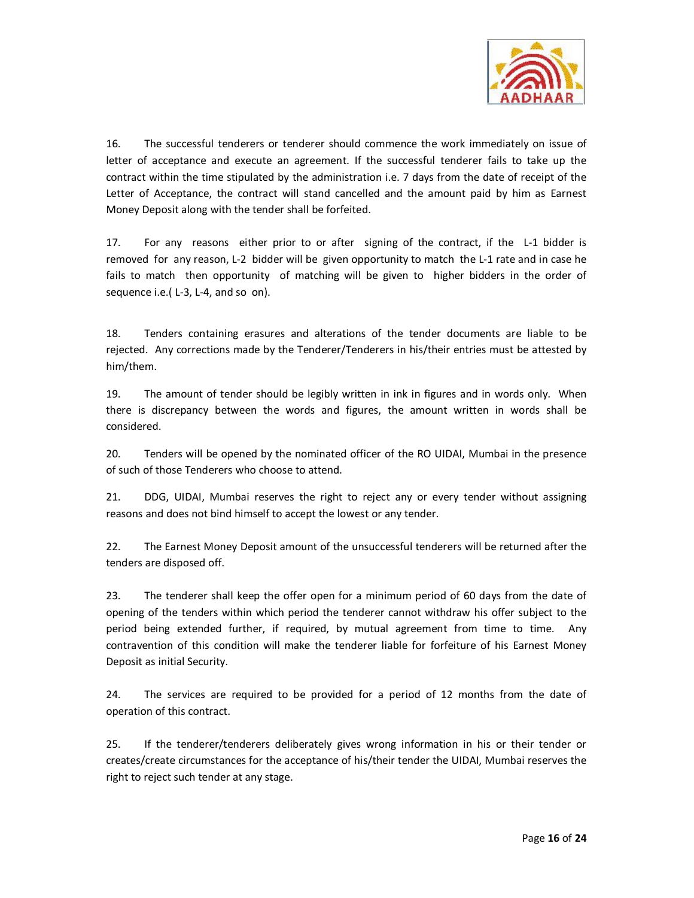16. The successful tenderers or tenderer should commence the work immediately on issue of letter of acceptance and execute an agreement. If the successful tenderer fails to take up the contract within the time stipulated by the administration i.e. 7 days from the date of receipt of the Letter of Acceptance, the contract will stand cancelled and the amount paid by him as Earnest Money Deposit along with the tender shall be forfeited.

17. For any reasons either prior to or after signing of the contract, if the L-1 bidder is removed for any reason, L-2 bidder will be given opportunity to match the L-1 rate and in case he fails to match then opportunity of matching will be given to higher bidders in the order of sequence i.e.( L-3, L-4, and so on).

18. Tenders containing erasures and alterations of the tender documents are liable to be rejected. Any corrections made by the Tenderer/Tenderers in his/their entries must be attested by him/them.

19. The amount of tender should be legibly written in ink in figures and in words only. When there is discrepancy between the words and figures, the amount written in words shall be considered.

20. Tenders will be opened by the nominated officer of the RO UIDAI, Mumbai in the presence of such of those Tenderers who choose to attend.

21. DDG, UIDAI, Mumbai reserves the right to reject any or every tender without assigning reasons and does not bind himself to accept the lowest or any tender.

22. The Earnest Money Deposit amount of the unsuccessful tenderers will be returned after the tenders are disposed off.

23. The tenderer shall keep the offer open for a minimum period of 60 days from the date of opening of the tenders within which period the tenderer cannot withdraw his offer subject to the period being extended further, if required, by mutual agreement from time to time. Any contravention of this condition will make the tenderer liable for forfeiture of his Earnest Money Deposit as initial Security.

24. The services are required to be provided for a period of 12 months from the date of operation of this contract.

25. If the tenderer/tenderers deliberately gives wrong information in his or their tender or creates/create circumstances for the acceptance of his/their tender the UIDAI, Mumbai reserves the right to reject such tender at any stage.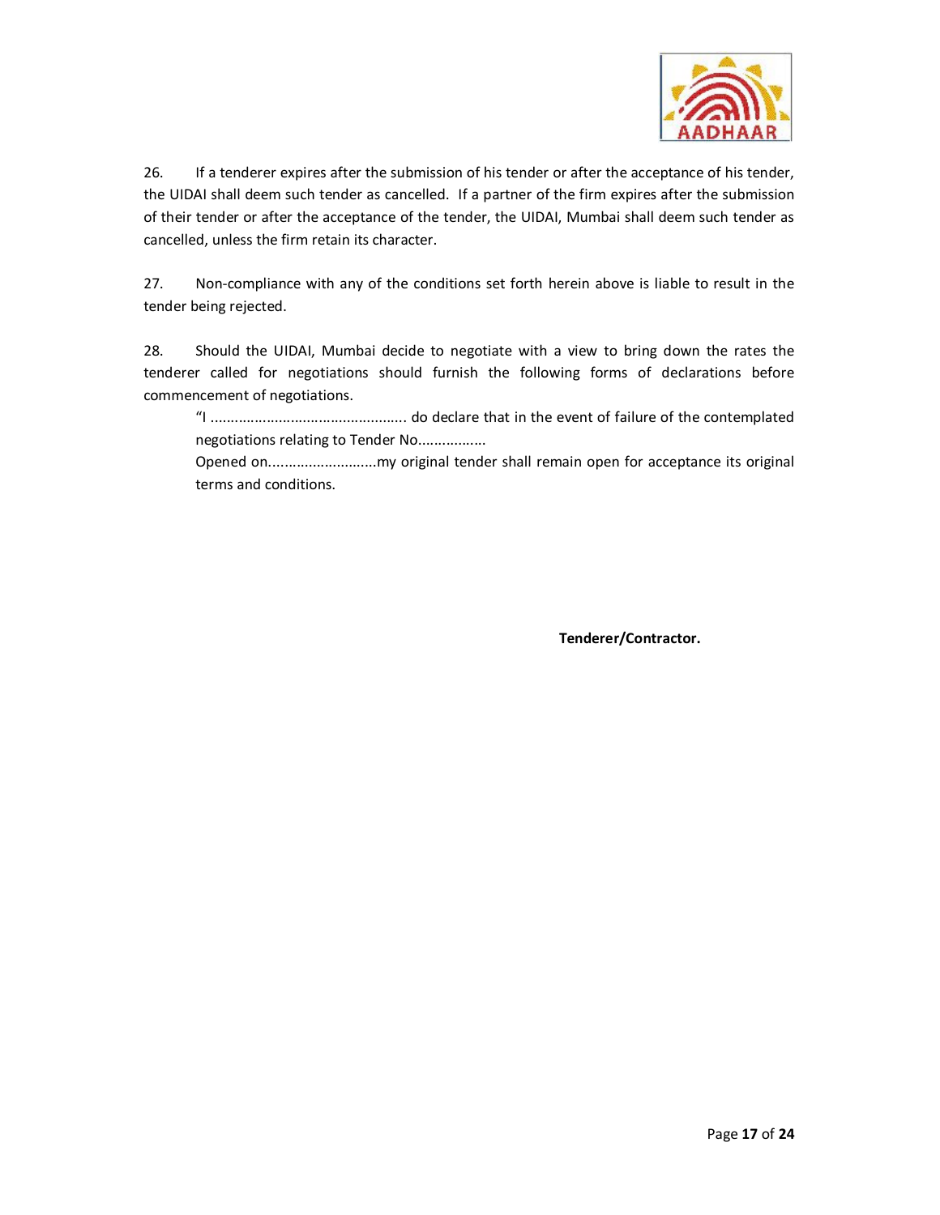26. If a tenderer expires after the submission of his tender or after the acceptance of his tender, the UIDAI shall deem such tender as cancelled. If a partner of the firm expires after the submission of their tender or after the acceptance of the tender, the UIDAI, Mumbai shall deem such tender as cancelled, unless the firm retain its character.

27. Non-compliance with any of the conditions set forth herein above is liable to result in the tender being rejected.

28. Should the UIDAI, Mumbai decide to negotiate with a view to bring down the rates the tenderer called for negotiations should furnish the following forms of declarations before commencement of negotiations.

> "I ................................................ do declare that in the event of failure of the contemplated negotiations relating to Tender No.................
>
> Opened on...........................my original tender shall remain open for acceptance its original terms and conditions.

**Tenderer/Contractor.**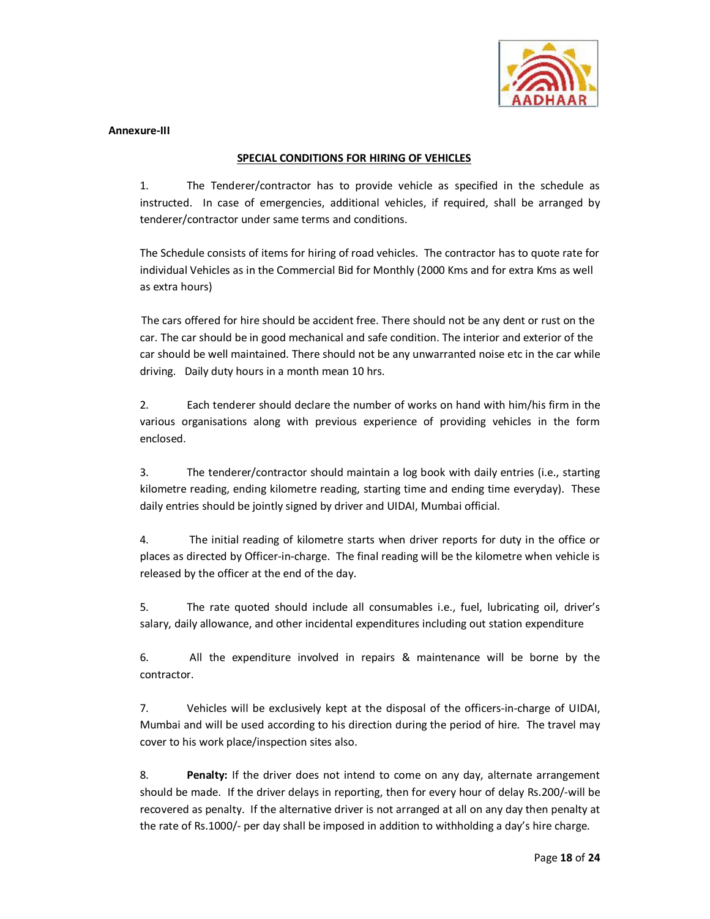**Annexure-III**

## SPECIAL CONDITIONS FOR HIRING OF VEHICLES

1. The Tenderer/contractor has to provide vehicle as specified in the schedule as instructed. In case of emergencies, additional vehicles, if required, shall be arranged by tenderer/contractor under same terms and conditions.

   The Schedule consists of items for hiring of road vehicles. The contractor has to quote rate for individual Vehicles as in the Commercial Bid for Monthly (2000 Kms and for extra Kms as well as extra hours)

   The cars offered for hire should be accident free. There should not be any dent or rust on the car. The car should be in good mechanical and safe condition. The interior and exterior of the car should be well maintained. There should not be any unwarranted noise etc in the car while driving. Daily duty hours in a month mean 10 hrs.

2. Each tenderer should declare the number of works on hand with him/his firm in the various organisations along with previous experience of providing vehicles in the form enclosed.

3. The tenderer/contractor should maintain a log book with daily entries (i.e., starting kilometre reading, ending kilometre reading, starting time and ending time everyday). These daily entries should be jointly signed by driver and UIDAI, Mumbai official.

4. The initial reading of kilometre starts when driver reports for duty in the office or places as directed by Officer-in-charge. The final reading will be the kilometre when vehicle is released by the officer at the end of the day.

5. The rate quoted should include all consumables i.e., fuel, lubricating oil, driver's salary, daily allowance, and other incidental expenditures including out station expenditure

6. All the expenditure involved in repairs & maintenance will be borne by the contractor.

7. Vehicles will be exclusively kept at the disposal of the officers-in-charge of UIDAI, Mumbai and will be used according to his direction during the period of hire. The travel may cover to his work place/inspection sites also.

8. **Penalty:** If the driver does not intend to come on any day, alternate arrangement should be made. If the driver delays in reporting, then for every hour of delay Rs.200/-will be recovered as penalty. If the alternative driver is not arranged at all on any day then penalty at the rate of Rs.1000/- per day shall be imposed in addition to withholding a day's hire charge.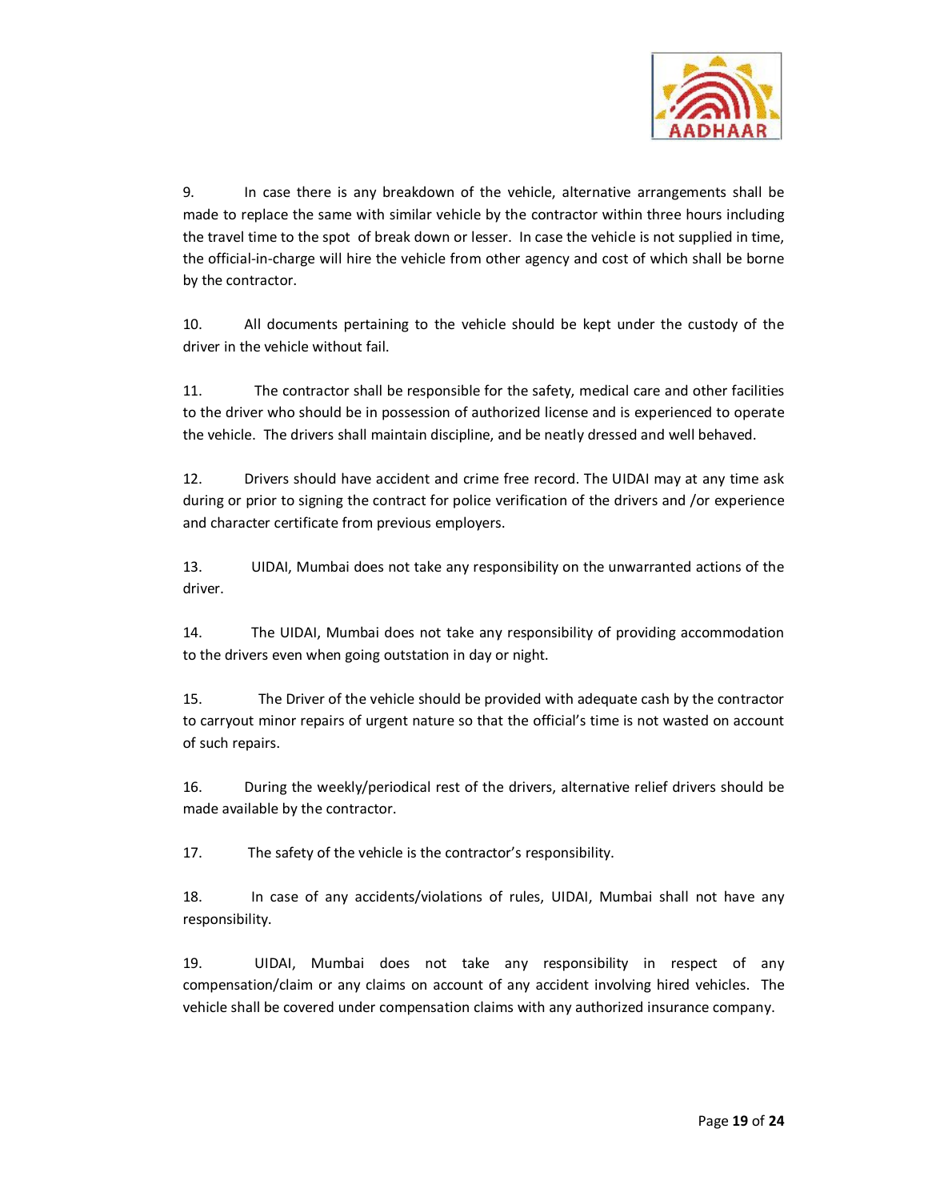9. In case there is any breakdown of the vehicle, alternative arrangements shall be made to replace the same with similar vehicle by the contractor within three hours including the travel time to the spot of break down or lesser. In case the vehicle is not supplied in time, the official-in-charge will hire the vehicle from other agency and cost of which shall be borne by the contractor.

10. All documents pertaining to the vehicle should be kept under the custody of the driver in the vehicle without fail.

11. The contractor shall be responsible for the safety, medical care and other facilities to the driver who should be in possession of authorized license and is experienced to operate the vehicle. The drivers shall maintain discipline, and be neatly dressed and well behaved.

12. Drivers should have accident and crime free record. The UIDAI may at any time ask during or prior to signing the contract for police verification of the drivers and /or experience and character certificate from previous employers.

13. UIDAI, Mumbai does not take any responsibility on the unwarranted actions of the driver.

14. The UIDAI, Mumbai does not take any responsibility of providing accommodation to the drivers even when going outstation in day or night.

15. The Driver of the vehicle should be provided with adequate cash by the contractor to carryout minor repairs of urgent nature so that the official's time is not wasted on account of such repairs.

16. During the weekly/periodical rest of the drivers, alternative relief drivers should be made available by the contractor.

17. The safety of the vehicle is the contractor's responsibility.

18. In case of any accidents/violations of rules, UIDAI, Mumbai shall not have any responsibility.

19. UIDAI, Mumbai does not take any responsibility in respect of any compensation/claim or any claims on account of any accident involving hired vehicles. The vehicle shall be covered under compensation claims with any authorized insurance company.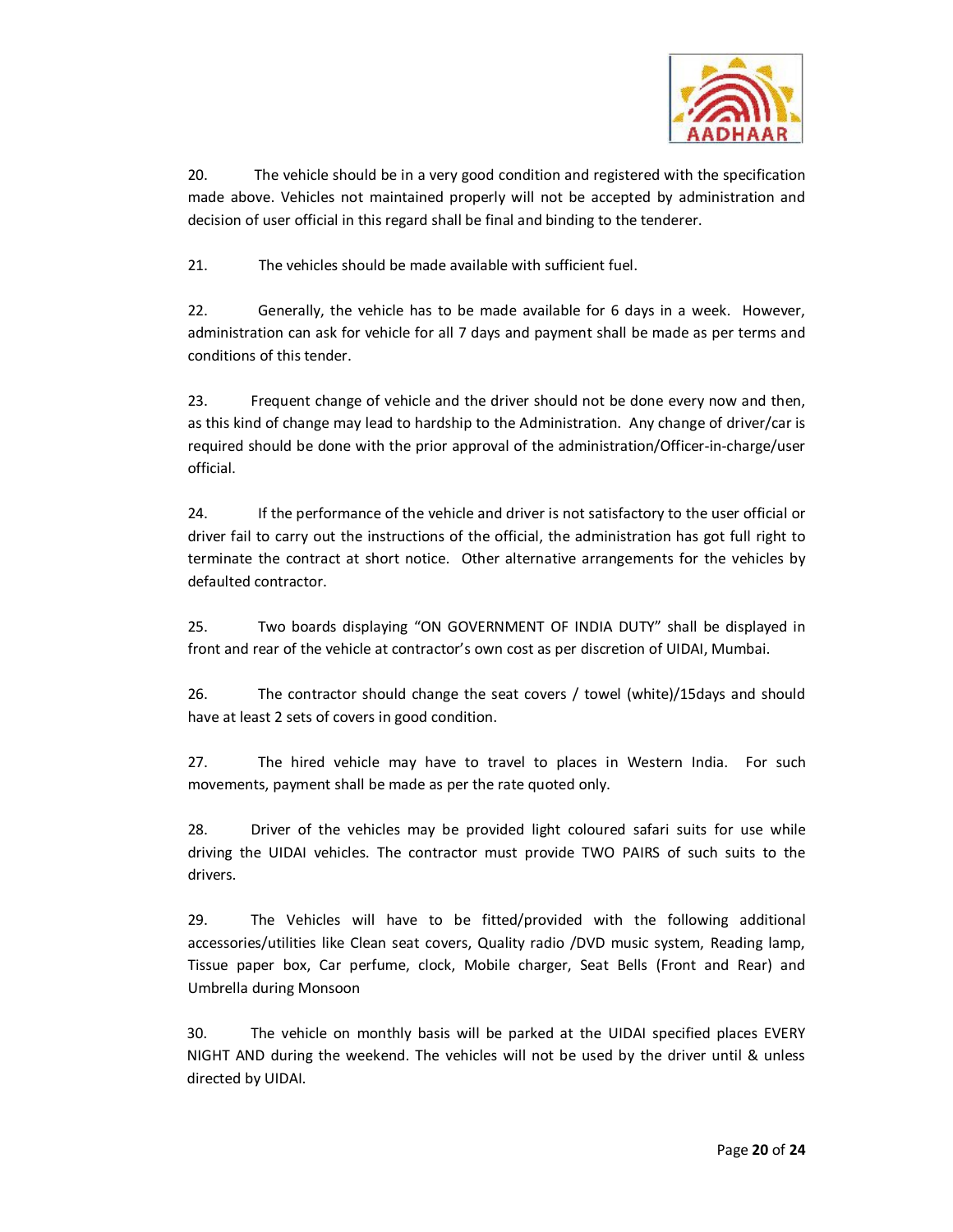20. The vehicle should be in a very good condition and registered with the specification made above. Vehicles not maintained properly will not be accepted by administration and decision of user official in this regard shall be final and binding to the tenderer.

21. The vehicles should be made available with sufficient fuel.

22. Generally, the vehicle has to be made available for 6 days in a week. However, administration can ask for vehicle for all 7 days and payment shall be made as per terms and conditions of this tender.

23. Frequent change of vehicle and the driver should not be done every now and then, as this kind of change may lead to hardship to the Administration. Any change of driver/car is required should be done with the prior approval of the administration/Officer-in-charge/user official.

24. If the performance of the vehicle and driver is not satisfactory to the user official or driver fail to carry out the instructions of the official, the administration has got full right to terminate the contract at short notice. Other alternative arrangements for the vehicles by defaulted contractor.

25. Two boards displaying "ON GOVERNMENT OF INDIA DUTY" shall be displayed in front and rear of the vehicle at contractor's own cost as per discretion of UIDAI, Mumbai.

26. The contractor should change the seat covers / towel (white)/15days and should have at least 2 sets of covers in good condition.

27. The hired vehicle may have to travel to places in Western India. For such movements, payment shall be made as per the rate quoted only.

28. Driver of the vehicles may be provided light coloured safari suits for use while driving the UIDAI vehicles. The contractor must provide TWO PAIRS of such suits to the drivers.

29. The Vehicles will have to be fitted/provided with the following additional accessories/utilities like Clean seat covers, Quality radio /DVD music system, Reading lamp, Tissue paper box, Car perfume, clock, Mobile charger, Seat Bells (Front and Rear) and Umbrella during Monsoon

30. The vehicle on monthly basis will be parked at the UIDAI specified places EVERY NIGHT AND during the weekend. The vehicles will not be used by the driver until & unless directed by UIDAI.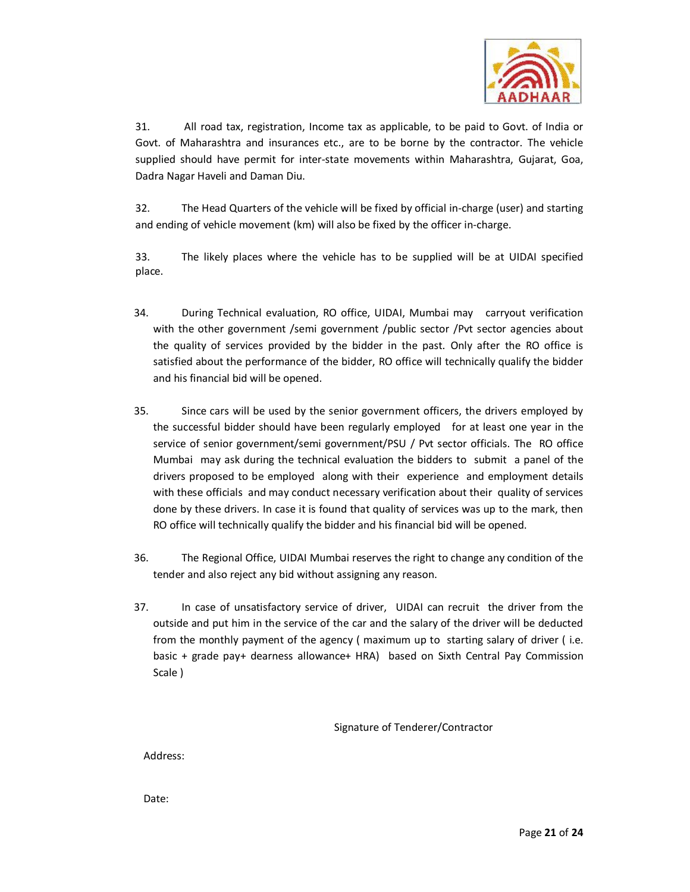31. All road tax, registration, Income tax as applicable, to be paid to Govt. of India or Govt. of Maharashtra and insurances etc., are to be borne by the contractor. The vehicle supplied should have permit for inter-state movements within Maharashtra, Gujarat, Goa, Dadra Nagar Haveli and Daman Diu.

32. The Head Quarters of the vehicle will be fixed by official in-charge (user) and starting and ending of vehicle movement (km) will also be fixed by the officer in-charge.

33. The likely places where the vehicle has to be supplied will be at UIDAI specified place.

34. During Technical evaluation, RO office, UIDAI, Mumbai may carryout verification with the other government /semi government /public sector /Pvt sector agencies about the quality of services provided by the bidder in the past. Only after the RO office is satisfied about the performance of the bidder, RO office will technically qualify the bidder and his financial bid will be opened.

35. Since cars will be used by the senior government officers, the drivers employed by the successful bidder should have been regularly employed for at least one year in the service of senior government/semi government/PSU / Pvt sector officials. The RO office Mumbai may ask during the technical evaluation the bidders to submit a panel of the drivers proposed to be employed along with their experience and employment details with these officials and may conduct necessary verification about their quality of services done by these drivers. In case it is found that quality of services was up to the mark, then RO office will technically qualify the bidder and his financial bid will be opened.

36. The Regional Office, UIDAI Mumbai reserves the right to change any condition of the tender and also reject any bid without assigning any reason.

37. In case of unsatisfactory service of driver, UIDAI can recruit the driver from the outside and put him in the service of the car and the salary of the driver will be deducted from the monthly payment of the agency ( maximum up to starting salary of driver ( i.e. basic + grade pay+ dearness allowance+ HRA) based on Sixth Central Pay Commission Scale )

Signature of Tenderer/Contractor

Address:

Date: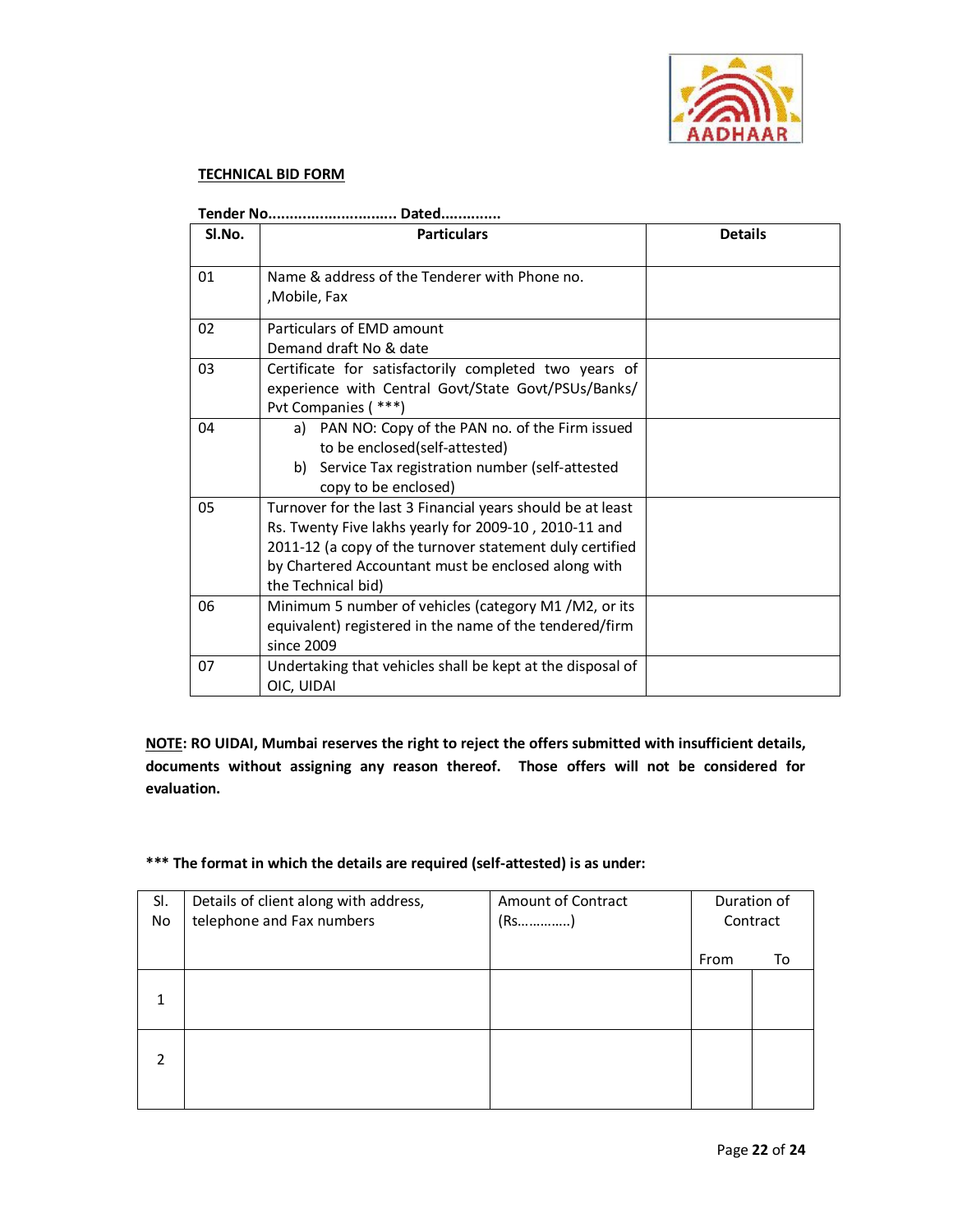**TECHNICAL BID FORM**

**Tender No............................. Dated.............**

| Sl.No. | Particulars | Details |
|---|---|---|
| 01 | Name & address of the Tenderer with Phone no. ,Mobile, Fax | |
| 02 | Particulars of EMD amount Demand draft No & date | |
| 03 | Certificate for satisfactorily completed two years of experience with Central Govt/State Govt/PSUs/Banks/ Pvt Companies ( ***) | |
| 04 | a) PAN NO: Copy of the PAN no. of the Firm issued to be enclosed(self-attested) <br> b) Service Tax registration number (self-attested copy to be enclosed) | |
| 05 | Turnover for the last 3 Financial years should be at least Rs. Twenty Five lakhs yearly for 2009-10 , 2010-11 and 2011-12 (a copy of the turnover statement duly certified by Chartered Accountant must be enclosed along with the Technical bid) | |
| 06 | Minimum 5 number of vehicles (category M1 /M2, or its equivalent) registered in the name of the tendered/firm since 2009 | |
| 07 | Undertaking that vehicles shall be kept at the disposal of OIC, UIDAI | |

**<u>NOTE</u>: RO UIDAI, Mumbai reserves the right to reject the offers submitted with insufficient details, documents without assigning any reason thereof. Those offers will not be considered for evaluation.**

**\*\*\* The format in which the details are required (self-attested) is as under:**

| Sl. No | Details of client along with address, telephone and Fax numbers | Amount of Contract (Rs………….) | Duration of Contract | |
|---|---|---|---|---|
| | | | From | To |
| 1 | | | | |
| 2 | | | | |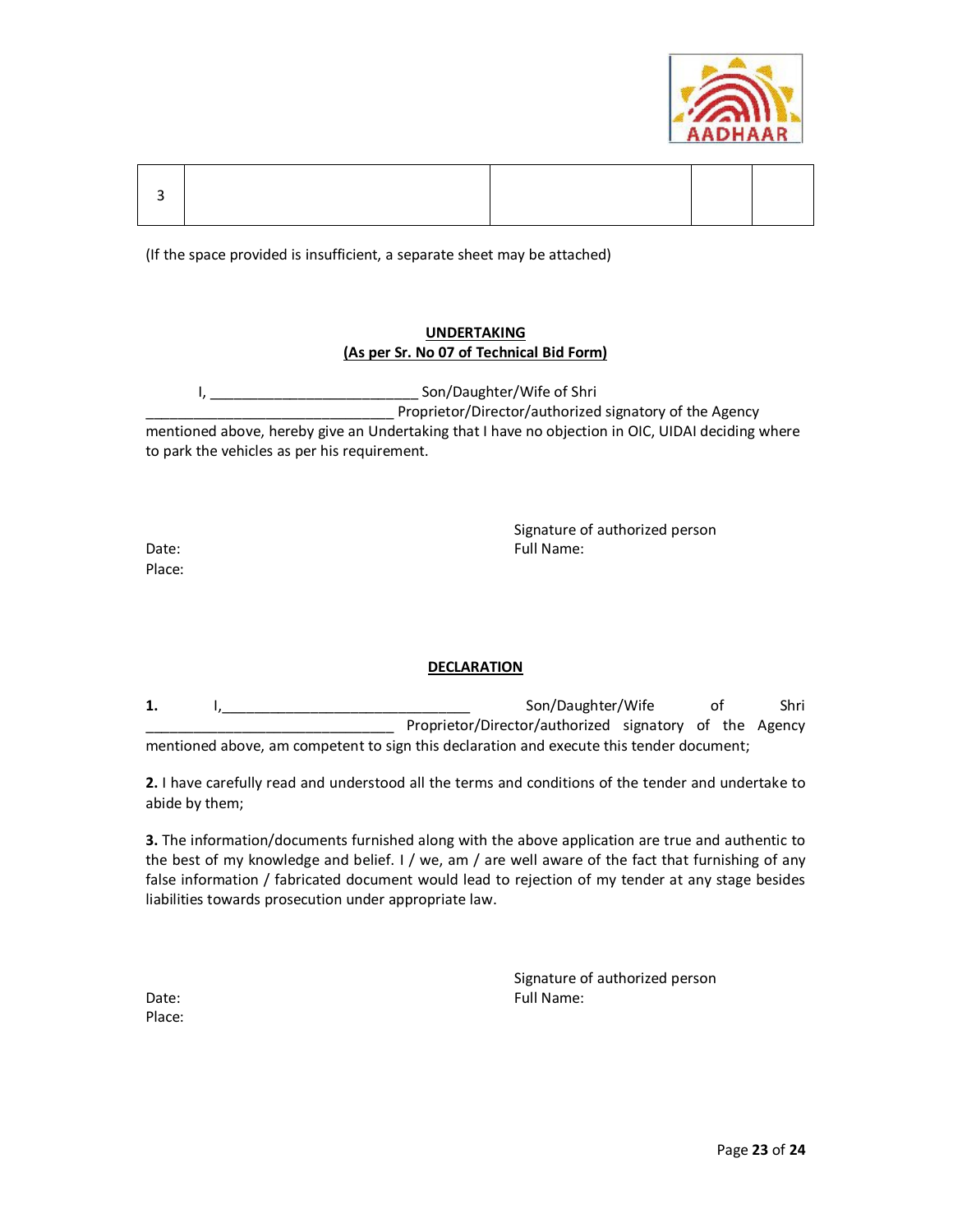| 3 | | | | |
|---|---|---|---|---|

(If the space provided is insufficient, a separate sheet may be attached)

## UNDERTAKING
## (As per Sr. No 07 of Technical Bid Form)

I, __________________________ Son/Daughter/Wife of Shri _______________________________ Proprietor/Director/authorized signatory of the Agency mentioned above, hereby give an Undertaking that I have no objection in OIC, UIDAI deciding where to park the vehicles as per his requirement.

Signature of authorized person
Full Name:

Date:
Place:

## DECLARATION

**1.** I,_______________________________ Son/Daughter/Wife of Shri _______________________________ Proprietor/Director/authorized signatory of the Agency mentioned above, am competent to sign this declaration and execute this tender document;

**2.** I have carefully read and understood all the terms and conditions of the tender and undertake to abide by them;

**3.** The information/documents furnished along with the above application are true and authentic to the best of my knowledge and belief. I / we, am / are well aware of the fact that furnishing of any false information / fabricated document would lead to rejection of my tender at any stage besides liabilities towards prosecution under appropriate law.

Signature of authorized person
Full Name:

Date:
Place: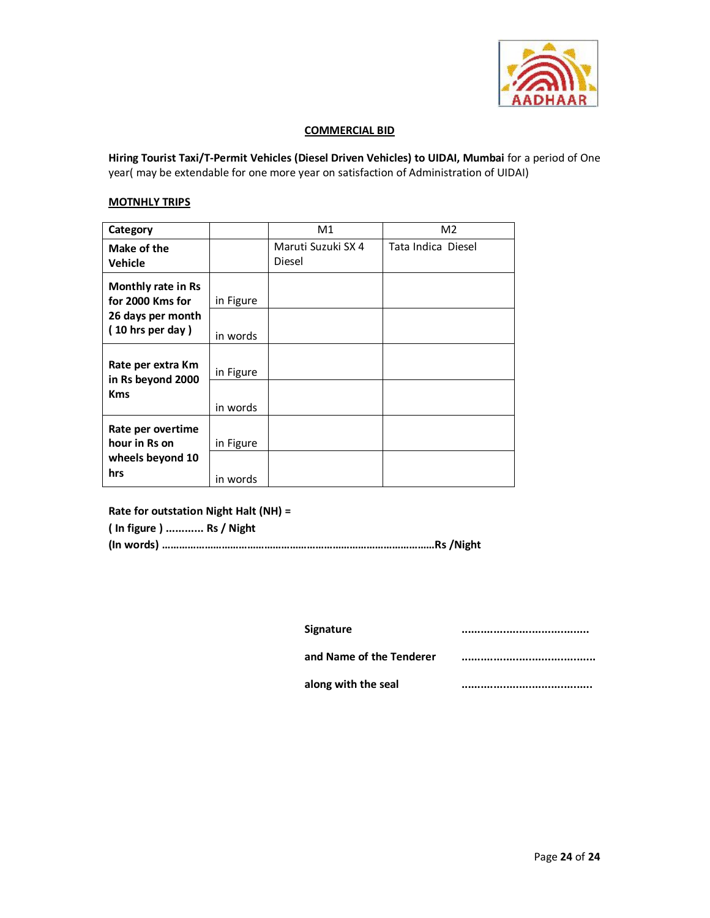## COMMERCIAL BID

**Hiring Tourist Taxi/T-Permit Vehicles (Diesel Driven Vehicles) to UIDAI, Mumbai** for a period of One year( may be extendable for one more year on satisfaction of Administration of UIDAI)

**MOTNHLY TRIPS**

| **Category** | | M1 | M2 |
|---|---|---|---|
| **Make of the Vehicle** | | Maruti Suzuki SX 4 Diesel | Tata Indica Diesel |
| **Monthly rate in Rs for 2000 Kms for 26 days per month ( 10 hrs per day )** | in Figure | | |
| | in words | | |
| **Rate per extra Km in Rs beyond 2000 Kms** | in Figure | | |
| | in words | | |
| **Rate per overtime hour in Rs on wheels beyond 10 hrs** | in Figure | | |
| | in words | | |

**Rate for outstation Night Halt (NH) =**
**( In figure ) ............ Rs / Night**
**(In words) ……………………………………………………………………………………Rs /Night**

**Signature** ........................................

**and Name of the Tenderer** ..........................................

**along with the seal** .........................................